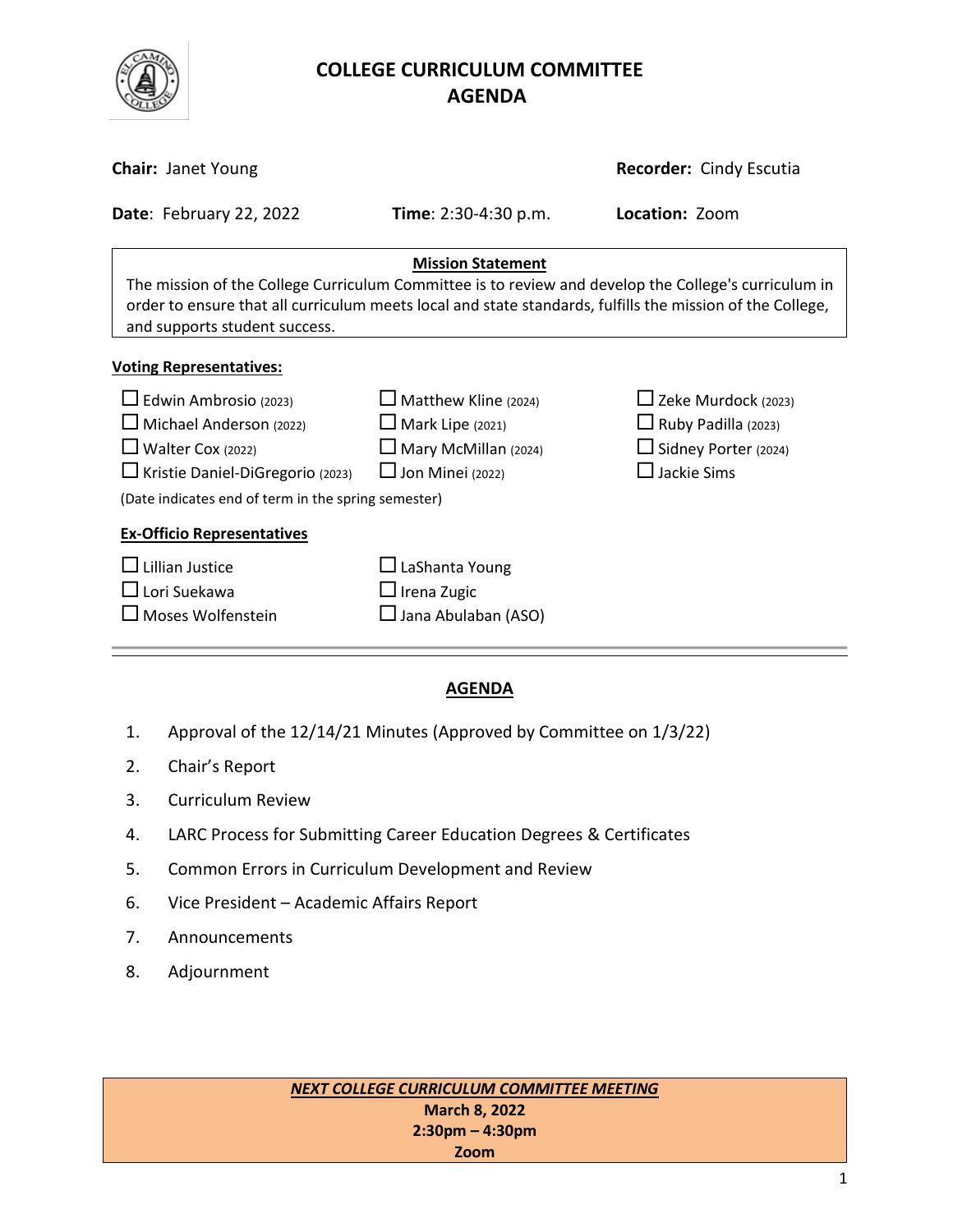# COLLEGE CURRICULUM COMMITTEE
## AGENDA

**Chair:** Janet Young **Recorder:** Cindy Escutia

**Date**: February 22, 2022 **Time**: 2:30-4:30 p.m. **Location:** Zoom

**Mission Statement**

The mission of the College Curriculum Committee is to review and develop the College's curriculum in order to ensure that all curriculum meets local and state standards, fulfills the mission of the College, and supports student success.

**Voting Representatives:**

- ☐ Edwin Ambrosio (2023)
- ☐ Michael Anderson (2022)
- ☐ Walter Cox (2022)
- ☐ Kristie Daniel-DiGregorio (2023)
- ☐ Matthew Kline (2024)
- ☐ Mark Lipe (2021)
- ☐ Mary McMillan (2024)
- ☐ Jon Minei (2022)
- ☐ Zeke Murdock (2023)
- ☐ Ruby Padilla (2023)
- ☐ Sidney Porter (2024)
- ☐ Jackie Sims

(Date indicates end of term in the spring semester)

**Ex-Officio Representatives**

- ☐ Lillian Justice
- ☐ Lori Suekawa
- ☐ Moses Wolfenstein
- ☐ LaShanta Young
- ☐ Irena Zugic
- ☐ Jana Abulaban (ASO)

---

## AGENDA

1. Approval of the 12/14/21 Minutes (Approved by Committee on 1/3/22)
2. Chair's Report
3. Curriculum Review
4. LARC Process for Submitting Career Education Degrees & Certificates
5. Common Errors in Curriculum Development and Review
6. Vice President – Academic Affairs Report
7. Announcements
8. Adjournment

***NEXT COLLEGE CURRICULUM COMMITTEE MEETING***

**March 8, 2022**

**2:30pm – 4:30pm**

**Zoom**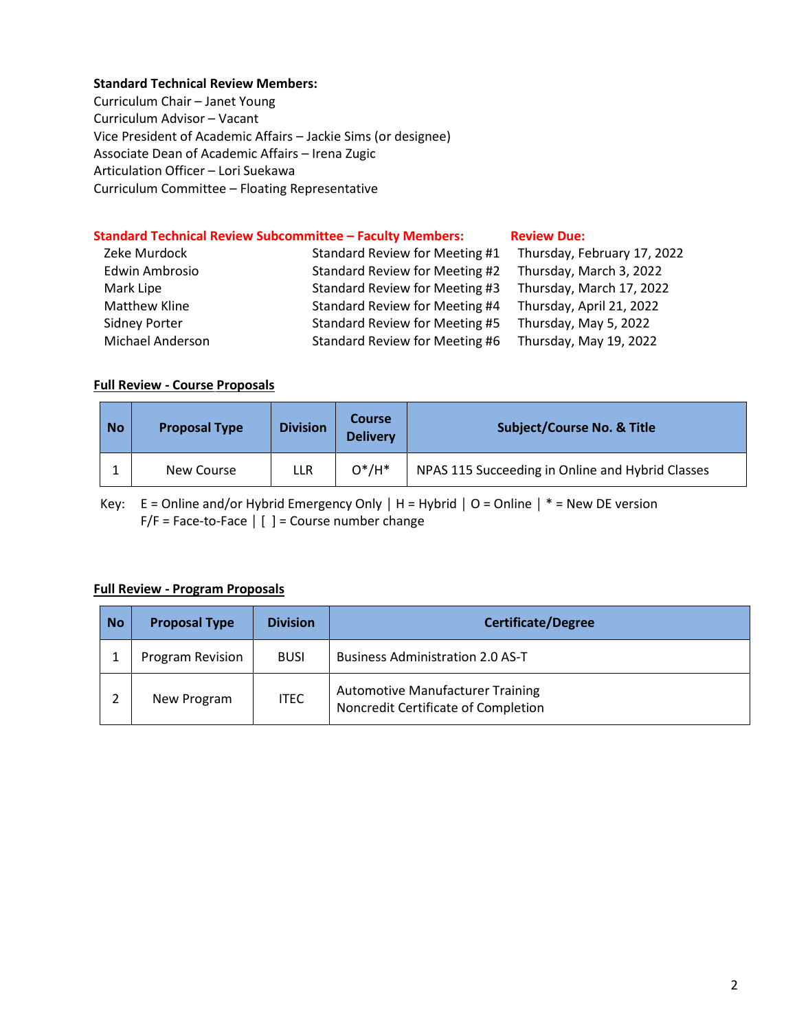**Standard Technical Review Members:**
Curriculum Chair – Janet Young
Curriculum Advisor – Vacant
Vice President of Academic Affairs – Jackie Sims (or designee)
Associate Dean of Academic Affairs – Irena Zugic
Articulation Officer – Lori Suekawa
Curriculum Committee – Floating Representative

| **Standard Technical Review Subcommittee – Faculty Members:** | | **Review Due:** |
|---|---|---|
| Zeke Murdock | Standard Review for Meeting #1 | Thursday, February 17, 2022 |
| Edwin Ambrosio | Standard Review for Meeting #2 | Thursday, March 3, 2022 |
| Mark Lipe | Standard Review for Meeting #3 | Thursday, March 17, 2022 |
| Matthew Kline | Standard Review for Meeting #4 | Thursday, April 21, 2022 |
| Sidney Porter | Standard Review for Meeting #5 | Thursday, May 5, 2022 |
| Michael Anderson | Standard Review for Meeting #6 | Thursday, May 19, 2022 |

**Full Review - Course Proposals**

| No | Proposal Type | Division | Course Delivery | Subject/Course No. & Title |
|---|---|---|---|---|
| 1 | New Course | LLR | O*/H* | NPAS 115 Succeeding in Online and Hybrid Classes |

Key: E = Online and/or Hybrid Emergency Only | H = Hybrid | O = Online | * = New DE version
F/F = Face-to-Face | [ ] = Course number change

**Full Review - Program Proposals**

| No | Proposal Type | Division | Certificate/Degree |
|---|---|---|---|
| 1 | Program Revision | BUSI | Business Administration 2.0 AS-T |
| 2 | New Program | ITEC | Automotive Manufacturer Training Noncredit Certificate of Completion |